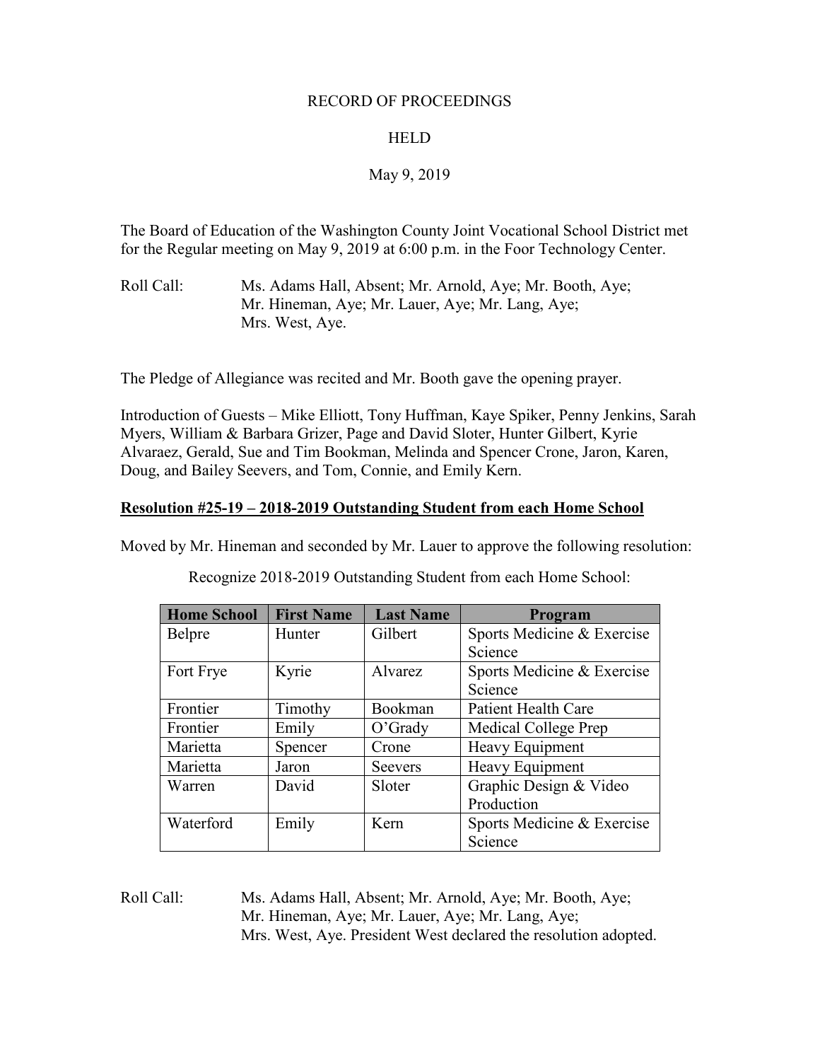RECORD OF PROCEEDINGS

HELD

May 9, 2019

The Board of Education of the Washington County Joint Vocational School District met for the Regular meeting on May 9, 2019 at 6:00 p.m. in the Foor Technology Center.

Roll Call: Ms. Adams Hall, Absent; Mr. Arnold, Aye; Mr. Booth, Aye; Mr. Hineman, Aye; Mr. Lauer, Aye; Mr. Lang, Aye; Mrs. West, Aye.

The Pledge of Allegiance was recited and Mr. Booth gave the opening prayer.

Introduction of Guests – Mike Elliott, Tony Huffman, Kaye Spiker, Penny Jenkins, Sarah Myers, William & Barbara Grizer, Page and David Sloter, Hunter Gilbert, Kyrie Alvaraez, Gerald, Sue and Tim Bookman, Melinda and Spencer Crone, Jaron, Karen, Doug, and Bailey Seevers, and Tom, Connie, and Emily Kern.

**Resolution #25-19 – 2018-2019 Outstanding Student from each Home School**

Moved by Mr. Hineman and seconded by Mr. Lauer to approve the following resolution:

Recognize 2018-2019 Outstanding Student from each Home School:

| Home School | First Name | Last Name | Program |
| --- | --- | --- | --- |
| Belpre | Hunter | Gilbert | Sports Medicine & Exercise Science |
| Fort Frye | Kyrie | Alvarez | Sports Medicine & Exercise Science |
| Frontier | Timothy | Bookman | Patient Health Care |
| Frontier | Emily | O'Grady | Medical College Prep |
| Marietta | Spencer | Crone | Heavy Equipment |
| Marietta | Jaron | Seevers | Heavy Equipment |
| Warren | David | Sloter | Graphic Design & Video Production |
| Waterford | Emily | Kern | Sports Medicine & Exercise Science |

Roll Call: Ms. Adams Hall, Absent; Mr. Arnold, Aye; Mr. Booth, Aye; Mr. Hineman, Aye; Mr. Lauer, Aye; Mr. Lang, Aye; Mrs. West, Aye. President West declared the resolution adopted.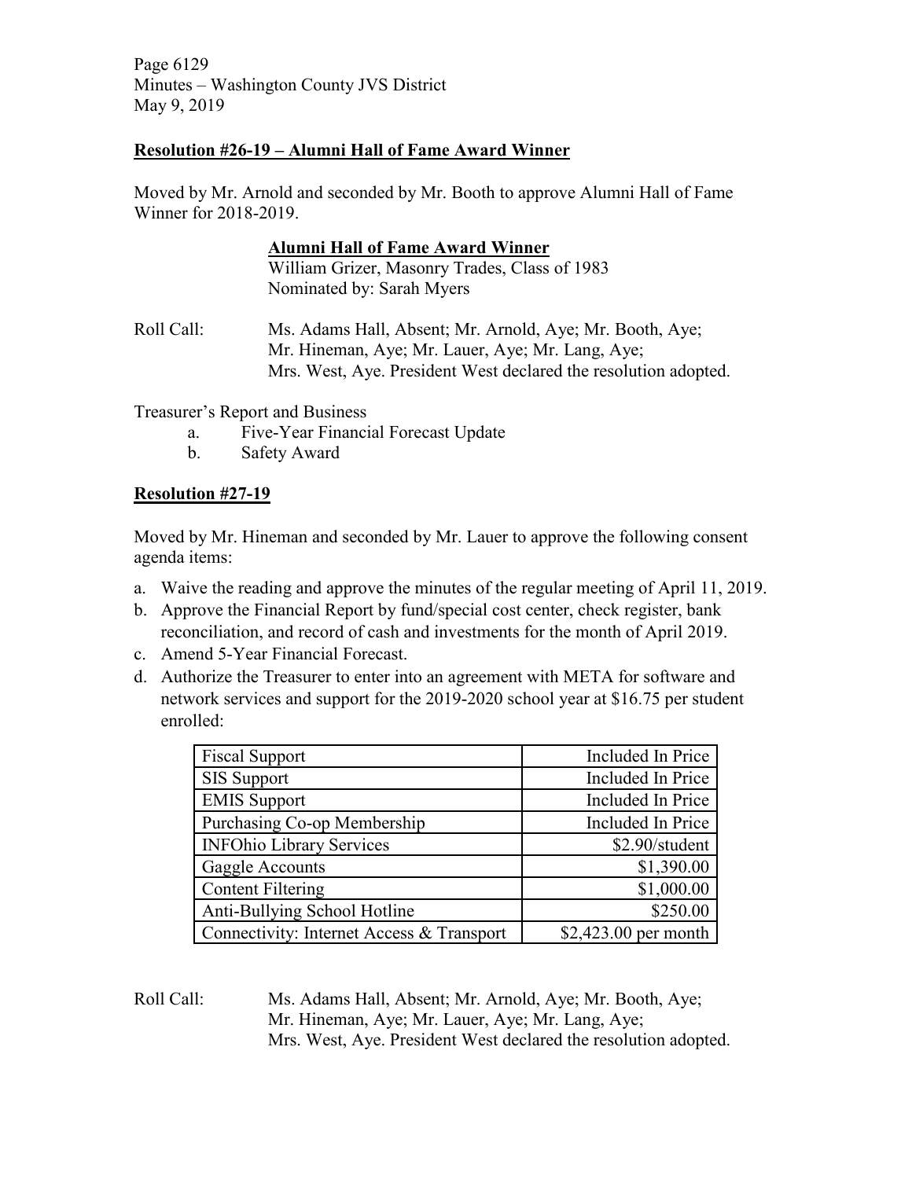**Resolution #26-19 – Alumni Hall of Fame Award Winner**

Moved by Mr. Arnold and seconded by Mr. Booth to approve Alumni Hall of Fame Winner for 2018-2019.

**Alumni Hall of Fame Award Winner**
William Grizer, Masonry Trades, Class of 1983
Nominated by: Sarah Myers

Roll Call: Ms. Adams Hall, Absent; Mr. Arnold, Aye; Mr. Booth, Aye; Mr. Hineman, Aye; Mr. Lauer, Aye; Mr. Lang, Aye; Mrs. West, Aye. President West declared the resolution adopted.

Treasurer's Report and Business

a. Five-Year Financial Forecast Update
b. Safety Award

**Resolution #27-19**

Moved by Mr. Hineman and seconded by Mr. Lauer to approve the following consent agenda items:

a. Waive the reading and approve the minutes of the regular meeting of April 11, 2019.
b. Approve the Financial Report by fund/special cost center, check register, bank reconciliation, and record of cash and investments for the month of April 2019.
c. Amend 5-Year Financial Forecast.
d. Authorize the Treasurer to enter into an agreement with META for software and network services and support for the 2019-2020 school year at $16.75 per student enrolled:

| Service | Price |
|---|---:|
| Fiscal Support | Included In Price |
| SIS Support | Included In Price |
| EMIS Support | Included In Price |
| Purchasing Co-op Membership | Included In Price |
| INFOhio Library Services | $2.90/student |
| Gaggle Accounts | $1,390.00 |
| Content Filtering | $1,000.00 |
| Anti-Bullying School Hotline | $250.00 |
| Connectivity: Internet Access & Transport | $2,423.00 per month |

Roll Call: Ms. Adams Hall, Absent; Mr. Arnold, Aye; Mr. Booth, Aye; Mr. Hineman, Aye; Mr. Lauer, Aye; Mr. Lang, Aye; Mrs. West, Aye. President West declared the resolution adopted.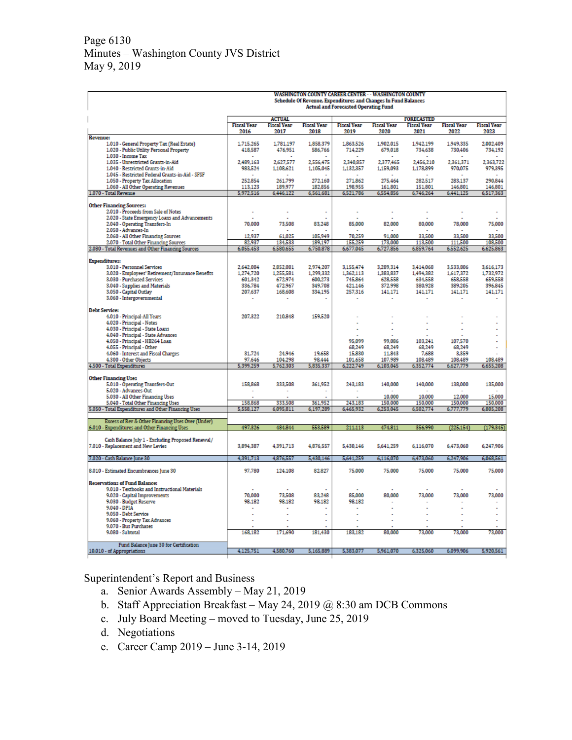| WASHINGTON COUNTY CAREER CENTER - - WASHINGTON COUNTY<br>Schedule Of Revenue, Expenditures and Changes In Fund Balances<br>Actual and Forecasted Operating Fund | | | | | | | | |
|---|---|---|---|---|---|---|---|---|
| | ACTUAL | | | FORECASTED | | | | |
| | Fiscal Year 2016 | Fiscal Year 2017 | Fiscal Year 2018 | Fiscal Year 2019 | Fiscal Year 2020 | Fiscal Year 2021 | Fiscal Year 2022 | Fiscal Year 2023 |
| **Revenue:** | | | | | | | | |
| 1.010 - General Property Tax (Real Estate) | 1,715,265 | 1,781,197 | 1,858,379 | 1,863,526 | 1,902,015 | 1,942,199 | 1,949,335 | 2,002,409 |
| 1.020 - Public Utility Personal Property | 418,587 | 476,951 | 586,766 | 714,229 | 679,018 | 734,638 | 730,406 | 734,192 |
| 1.030 - Income Tax | - | - | - | - | - | - | - | - |
| 1.035 - Unrestricted Grants-in-Aid | 2,489,163 | 2,627,577 | 2,556,475 | 2,340,857 | 2,377,465 | 2,456,210 | 2,361,371 | 2,363,722 |
| 1.040 - Restricted Grants-in-Aid | 983,524 | 1,108,621 | 1,105,045 | 1,132,357 | 1,159,093 | 1,178,899 | 970,075 | 979,395 |
| 1.045 - Restricted Federal Grants-in-Aid - SFSF | - | - | - | - | - | - | - | - |
| 1.050 - Property Tax Allocation | 252,854 | 261,799 | 272,160 | 271,862 | 275,464 | 282,517 | 283,137 | 290,844 |
| 1.060 - All Other Operating Revenues | 113,123 | 189,977 | 182,856 | 198,955 | 161,801 | 151,801 | 146,801 | 146,801 |
| 1.070 - Total Revenue | 5,972,516 | 6,446,122 | 6,561,681 | 6,521,786 | 6,554,856 | 6,746,264 | 6,441,125 | 6,517,363 |
| **Other Financing Sources:** | | | | | | | | |
| 2.010 - Proceeds from Sale of Notes | - | - | - | - | - | - | - | - |
| 2.020 - State Emergency Loans and Advancements | - | - | - | - | - | - | - | - |
| 2.040 - Operating Transfers-In | 70,000 | 73,508 | 83,248 | 85,000 | 82,000 | 80,000 | 78,000 | 75,000 |
| 2.050 - Advances-In | - | - | - | - | - | - | - | - |
| 2.060 - All Other Financing Sources | 12,937 | 61,025 | 105,949 | 70,259 | 91,000 | 33,500 | 33,500 | 33,500 |
| 2.070 - Total Other Financing Sources | 82,937 | 134,533 | 189,197 | 155,259 | 173,000 | 113,500 | 111,500 | 108,500 |
| 2.080 - Total Revenues and Other Financing Sources | 6,055,453 | 6,580,655 | 6,750,878 | 6,677,045 | 6,727,856 | 6,859,764 | 6,552,625 | 6,625,863 |
| **Expenditures:** | | | | | | | | |
| 3.010 - Personnel Services | 2,642,084 | 2,852,081 | 2,974,207 | 3,155,474 | 3,289,314 | 3,414,068 | 3,533,806 | 3,616,173 |
| 3.020 - Employees' Retirement/Insurance Benefits | 1,274,720 | 1,255,581 | 1,299,332 | 1,362,113 | 1,383,837 | 1,494,382 | 1,617,372 | 1,732,972 |
| 3.030 - Purchased Services | 601,342 | 672,974 | 600,273 | 745,864 | 628,558 | 634,558 | 658,558 | 659,558 |
| 3.040 - Supplies and Materials | 336,784 | 472,967 | 349,708 | 421,146 | 372,998 | 380,928 | 389,205 | 396,845 |
| 3.050 - Capital Outlay | 207,637 | 168,608 | 334,195 | 257,316 | 141,171 | 141,171 | 141,171 | 141,171 |
| 3.060 - Intergovernmental | - | - | - | - | - | - | - | - |
| **Debt Service:** | | | | | | | | |
| 4.010 - Principal-All Years | 207,322 | 210,848 | 159,520 | - | - | - | - | - |
| 4.020 - Principal - Notes | | | | - | - | - | - | - |
| 4.030 - Principal - State Loans | | | | - | - | - | - | - |
| 4.040 - Principal - State Advances | | | | - | - | - | - | - |
| 4.050 - Principal - HB264 Loan | | | | 95,099 | 99,086 | 103,241 | 107,570 | - |
| 4.055 - Principal - Other | | | | 68,249 | 68,249 | 68,249 | 68,249 | - |
| 4.060 - Interest and Fiscal Charges | 31,724 | 24,946 | 19,658 | 15,830 | 11,843 | 7,688 | 3,359 | - |
| 4.300 - Other Objects | 97,646 | 104,298 | 98,444 | 101,658 | 107,989 | 108,489 | 108,489 | 108,489 |
| 4.500 - Total Expenditures | 5,399,259 | 5,762,303 | 5,835,337 | 6,222,749 | 6,103,045 | 6,352,774 | 6,627,779 | 6,655,208 |
| **Other Financing Uses** | | | | | | | | |
| 5.010 - Operating Transfers-Out | 158,868 | 333,508 | 361,952 | 243,183 | 140,000 | 140,000 | 138,000 | 135,000 |
| 5.020 - Advances-Out | - | - | - | - | - | - | - | - |
| 5.030 - All Other Financing Uses | - | - | - | - | 10,000 | 10,000 | 12,000 | 15,000 |
| 5.040 - Total Other Financing Uses | 158,868 | 333,508 | 361,952 | 243,183 | 150,000 | 150,000 | 150,000 | 150,000 |
| 5.050 - Total Expenditures and Other Financing Uses | 5,558,127 | 6,095,811 | 6,197,289 | 6,465,932 | 6,253,045 | 6,502,774 | 6,777,779 | 6,805,208 |
| Excess of Rev & Other Financing Uses Over (Under) 6.010 - Expenditures and Other Financing Uses | 497,326 | 484,844 | 553,589 | 211,113 | 474,811 | 356,990 | (225,154) | (179,345) |
| Cash Balance July 1 - Excluding Proposed Renewal/ 7.010 - Replacement and New Levies | 3,894,387 | 4,391,713 | 4,876,557 | 5,430,146 | 5,641,259 | 6,116,070 | 6,473,060 | 6,247,906 |
| 7.020 - Cash Balance June 30 | 4,391,713 | 4,876,557 | 5,430,146 | 5,641,259 | 6,116,070 | 6,473,060 | 6,247,906 | 6,068,561 |
| 8.010 - Estimated Encumbrances June 30 | 97,780 | 124,108 | 82,827 | 75,000 | 75,000 | 75,000 | 75,000 | 75,000 |
| **Reservations of Fund Balance:** | | | | | | | | |
| 9.010 - Textbooks and Instructional Materials | - | - | - | - | - | - | - | - |
| 9.020 - Capital Improvements | 70,000 | 73,508 | 83,248 | 85,000 | 80,000 | 73,000 | 73,000 | 73,000 |
| 9.030 - Budget Reserve | 98,182 | 98,182 | 98,182 | 98,182 | - | - | - | - |
| 9.040 - DPIA | - | - | - | - | - | - | - | - |
| 9.050 - Debt Service | - | - | - | - | - | - | - | - |
| 9.060 - Property Tax Advances | - | - | - | - | - | - | - | - |
| 9.070 - Bus Purchases | - | - | - | - | - | - | - | - |
| 9.080 - Subtotal | 168,182 | 171,690 | 181,430 | 183,182 | 80,000 | 73,000 | 73,000 | 73,000 |
| Fund Balance June 30 for Certification 10.010 - of Appropriations | 4,125,751 | 4,580,760 | 5,165,889 | 5,383,077 | 5,961,070 | 6,325,060 | 6,099,906 | 5,920,561 |

Superintendent's Report and Business

a. Senior Awards Assembly – May 21, 2019
b. Staff Appreciation Breakfast – May 24, 2019 @ 8:30 am DCB Commons
c. July Board Meeting – moved to Tuesday, June 25, 2019
d. Negotiations
e. Career Camp 2019 – June 3-14, 2019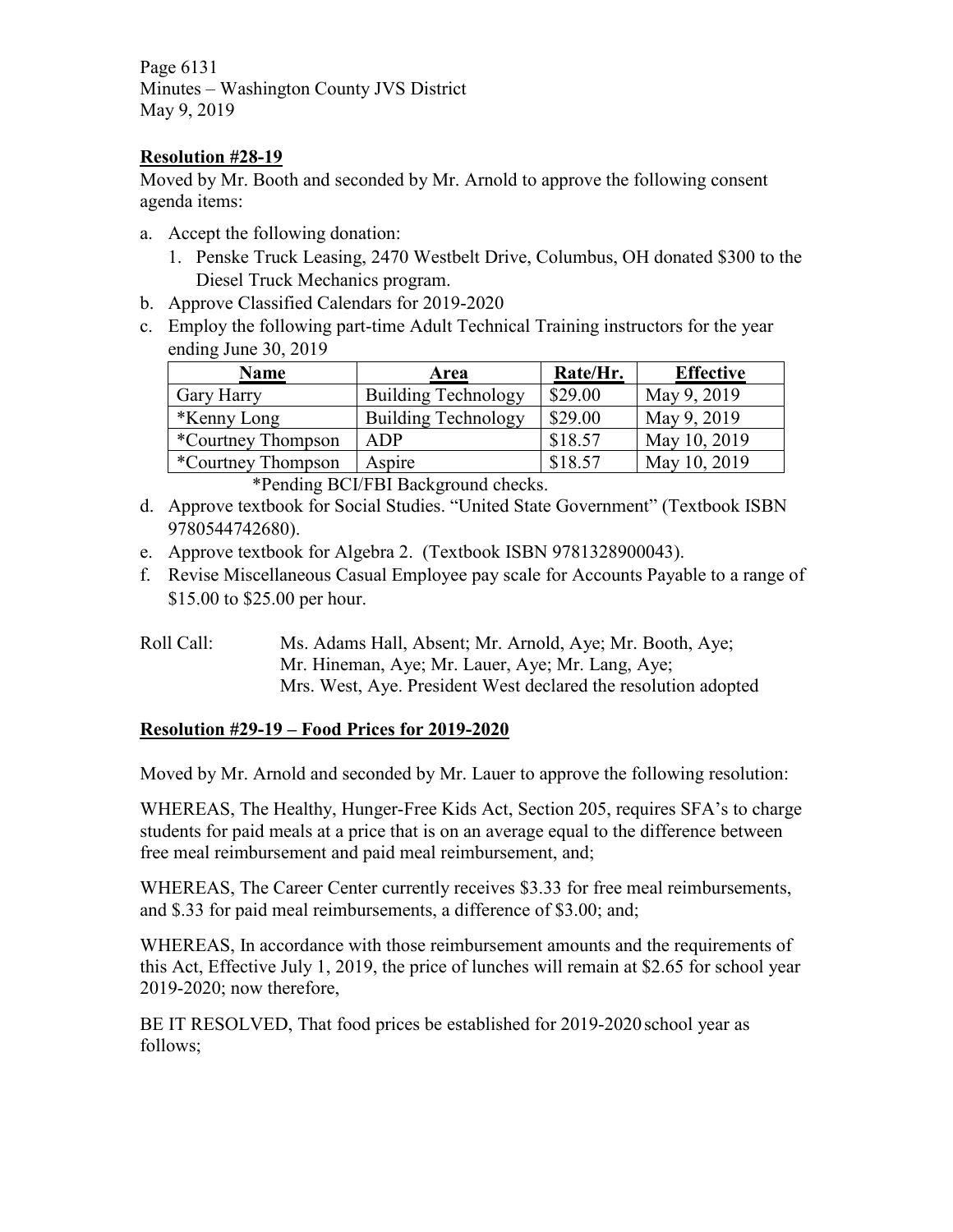**Resolution #28-19**

Moved by Mr. Booth and seconded by Mr. Arnold to approve the following consent agenda items:

a. Accept the following donation:
   1. Penske Truck Leasing, 2470 Westbelt Drive, Columbus, OH donated $300 to the Diesel Truck Mechanics program.
b. Approve Classified Calendars for 2019-2020
c. Employ the following part-time Adult Technical Training instructors for the year ending June 30, 2019

| Name | Area | Rate/Hr. | Effective |
|---|---|---|---|
| Gary Harry | Building Technology | $29.00 | May 9, 2019 |
| *Kenny Long | Building Technology | $29.00 | May 9, 2019 |
| *Courtney Thompson | ADP | $18.57 | May 10, 2019 |
| *Courtney Thompson | Aspire | $18.57 | May 10, 2019 |

*Pending BCI/FBI Background checks.

d. Approve textbook for Social Studies. "United State Government" (Textbook ISBN 9780544742680).
e. Approve textbook for Algebra 2. (Textbook ISBN 9781328900043).
f. Revise Miscellaneous Casual Employee pay scale for Accounts Payable to a range of $15.00 to $25.00 per hour.

Roll Call: Ms. Adams Hall, Absent; Mr. Arnold, Aye; Mr. Booth, Aye; Mr. Hineman, Aye; Mr. Lauer, Aye; Mr. Lang, Aye; Mrs. West, Aye. President West declared the resolution adopted

**Resolution #29-19 – Food Prices for 2019-2020**

Moved by Mr. Arnold and seconded by Mr. Lauer to approve the following resolution:

WHEREAS, The Healthy, Hunger-Free Kids Act, Section 205, requires SFA's to charge students for paid meals at a price that is on an average equal to the difference between free meal reimbursement and paid meal reimbursement, and;

WHEREAS, The Career Center currently receives $3.33 for free meal reimbursements, and $.33 for paid meal reimbursements, a difference of $3.00; and;

WHEREAS, In accordance with those reimbursement amounts and the requirements of this Act, Effective July 1, 2019, the price of lunches will remain at $2.65 for school year 2019-2020; now therefore,

BE IT RESOLVED, That food prices be established for 2019-2020 school year as follows;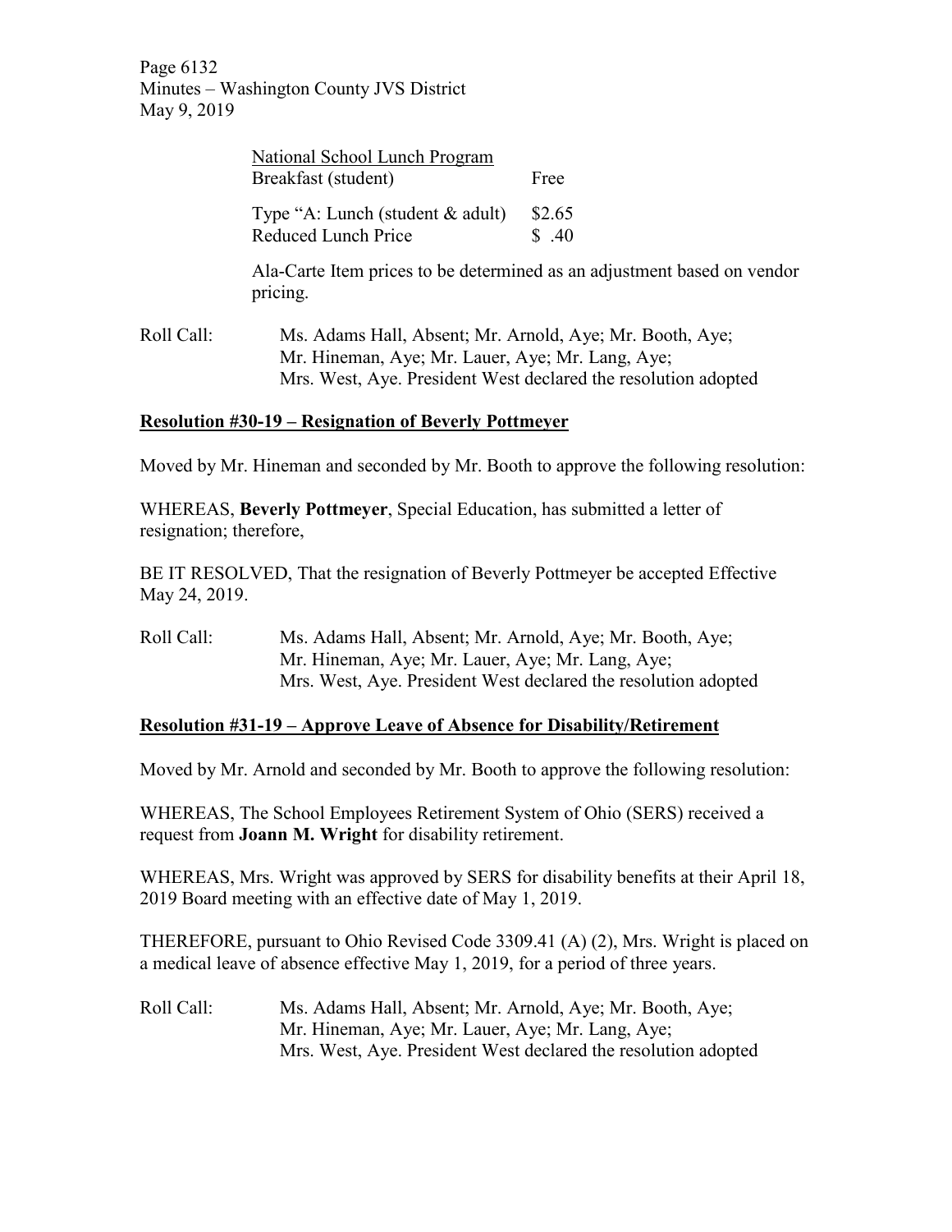National School Lunch Program

| | |
|---|---|
| Breakfast (student) | Free |
| Type "A: Lunch (student & adult) | $2.65 |
| Reduced Lunch Price | $ .40 |

Ala-Carte Item prices to be determined as an adjustment based on vendor pricing.

Roll Call: Ms. Adams Hall, Absent; Mr. Arnold, Aye; Mr. Booth, Aye; Mr. Hineman, Aye; Mr. Lauer, Aye; Mr. Lang, Aye; Mrs. West, Aye. President West declared the resolution adopted

**Resolution #30-19 – Resignation of Beverly Pottmeyer**

Moved by Mr. Hineman and seconded by Mr. Booth to approve the following resolution:

WHEREAS, **Beverly Pottmeyer**, Special Education, has submitted a letter of resignation; therefore,

BE IT RESOLVED, That the resignation of Beverly Pottmeyer be accepted Effective May 24, 2019.

Roll Call: Ms. Adams Hall, Absent; Mr. Arnold, Aye; Mr. Booth, Aye; Mr. Hineman, Aye; Mr. Lauer, Aye; Mr. Lang, Aye; Mrs. West, Aye. President West declared the resolution adopted

**Resolution #31-19 – Approve Leave of Absence for Disability/Retirement**

Moved by Mr. Arnold and seconded by Mr. Booth to approve the following resolution:

WHEREAS, The School Employees Retirement System of Ohio (SERS) received a request from **Joann M. Wright** for disability retirement.

WHEREAS, Mrs. Wright was approved by SERS for disability benefits at their April 18, 2019 Board meeting with an effective date of May 1, 2019.

THEREFORE, pursuant to Ohio Revised Code 3309.41 (A) (2), Mrs. Wright is placed on a medical leave of absence effective May 1, 2019, for a period of three years.

Roll Call: Ms. Adams Hall, Absent; Mr. Arnold, Aye; Mr. Booth, Aye; Mr. Hineman, Aye; Mr. Lauer, Aye; Mr. Lang, Aye; Mrs. West, Aye. President West declared the resolution adopted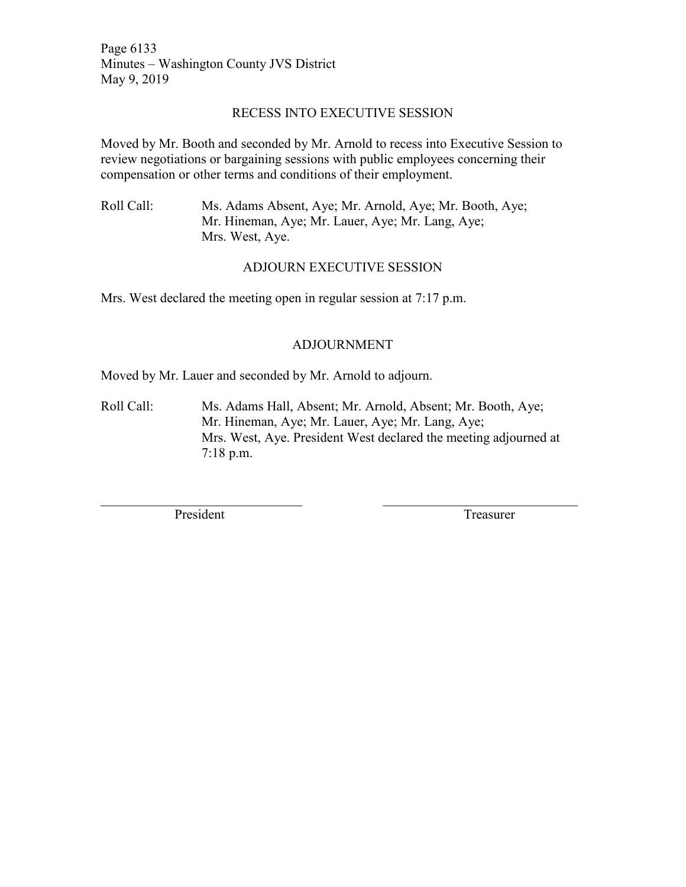## RECESS INTO EXECUTIVE SESSION

Moved by Mr. Booth and seconded by Mr. Arnold to recess into Executive Session to review negotiations or bargaining sessions with public employees concerning their compensation or other terms and conditions of their employment.

Roll Call: Ms. Adams Absent, Aye; Mr. Arnold, Aye; Mr. Booth, Aye; Mr. Hineman, Aye; Mr. Lauer, Aye; Mr. Lang, Aye; Mrs. West, Aye.

## ADJOURN EXECUTIVE SESSION

Mrs. West declared the meeting open in regular session at 7:17 p.m.

## ADJOURNMENT

Moved by Mr. Lauer and seconded by Mr. Arnold to adjourn.

Roll Call: Ms. Adams Hall, Absent; Mr. Arnold, Absent; Mr. Booth, Aye; Mr. Hineman, Aye; Mr. Lauer, Aye; Mr. Lang, Aye; Mrs. West, Aye. President West declared the meeting adjourned at 7:18 p.m.

\_\_\_\_\_\_\_\_\_\_\_\_\_\_\_\_\_\_\_\_\_\_\_\_\_\_\_\_\_\_\_
President

\_\_\_\_\_\_\_\_\_\_\_\_\_\_\_\_\_\_\_\_\_\_\_\_\_\_\_\_\_\_\_
Treasurer